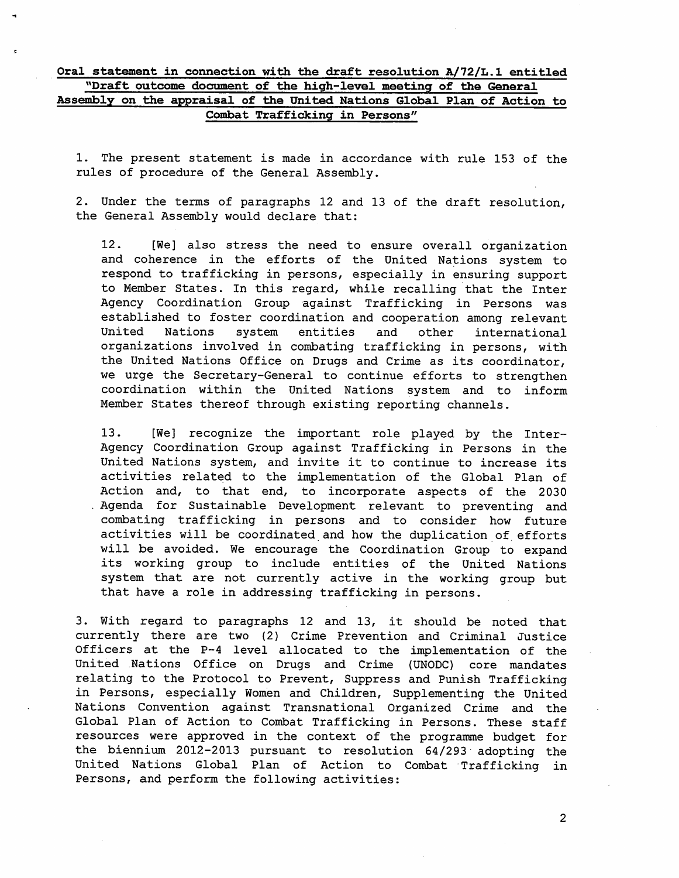**Oral statement in connection with the draft resolution A/72/L.1 entitled "Draft outcome document of the high-level meeting of the General Assembly on the appraisal of the United Nations Global Plan of Action to Combat Trafficking in Persons"**

1. The present statement is made in accordance with rule 153 of the rules of procedure of the General Assembly.

2. Under the terms of paragraphs 12 and 13 of the draft resolution, the General Assembly would declare that:

> 12. [We] also stress the need to ensure overall organization and coherence in the efforts of the United Nations system to respond to trafficking in persons, especially in ensuring support to Member States. In this regard, while recalling that the Inter Agency Coordination Group against Trafficking in Persons was established to foster coordination and cooperation among relevant United Nations system entities and other international organizations involved in combating trafficking in persons, with the United Nations Office on Drugs and Crime as its coordinator, we urge the Secretary-General to continue efforts to strengthen coordination within the United Nations system and to inform Member States thereof through existing reporting channels.
>
> 13. [We] recognize the important role played by the Inter-Agency Coordination Group against Trafficking in Persons in the United Nations system, and invite it to continue to increase its activities related to the implementation of the Global Plan of Action and, to that end, to incorporate aspects of the 2030 Agenda for Sustainable Development relevant to preventing and combating trafficking in persons and to consider how future activities will be coordinated and how the duplication of efforts will be avoided. We encourage the Coordination Group to expand its working group to include entities of the United Nations system that are not currently active in the working group but that have a role in addressing trafficking in persons.

3. With regard to paragraphs 12 and 13, it should be noted that currently there are two (2) Crime Prevention and Criminal Justice Officers at the P-4 level allocated to the implementation of the United Nations Office on Drugs and Crime (UNODC) core mandates relating to the Protocol to Prevent, Suppress and Punish Trafficking in Persons, especially Women and Children, Supplementing the United Nations Convention against Transnational Organized Crime and the Global Plan of Action to Combat Trafficking in Persons. These staff resources were approved in the context of the programme budget for the biennium 2012-2013 pursuant to resolution 64/293 adopting the United Nations Global Plan of Action to Combat Trafficking in Persons, and perform the following activities: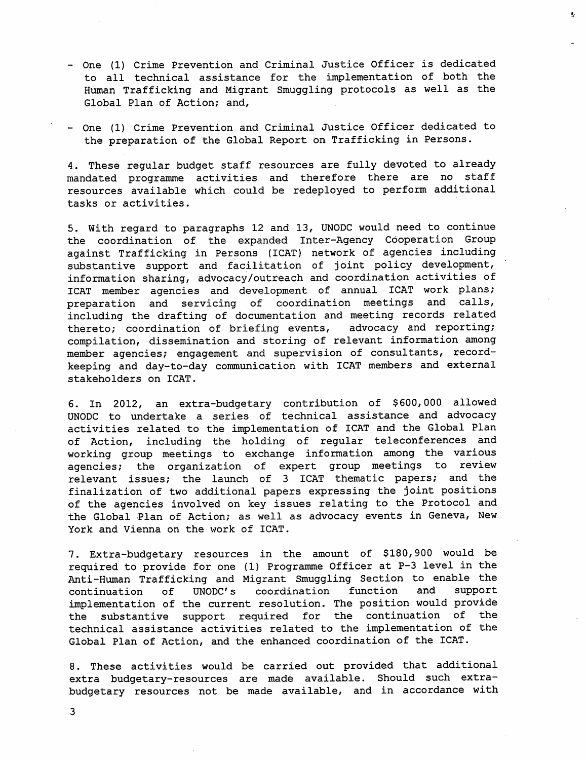- One (1) Crime Prevention and Criminal Justice Officer is dedicated to all technical assistance for the implementation of both the Human Trafficking and Migrant Smuggling protocols as well as the Global Plan of Action; and,

- One (1) Crime Prevention and Criminal Justice Officer dedicated to the preparation of the Global Report on Trafficking in Persons.

4. These regular budget staff resources are fully devoted to already mandated programme activities and therefore there are no staff resources available which could be redeployed to perform additional tasks or activities.

5. With regard to paragraphs 12 and 13, UNODC would need to continue the coordination of the expanded Inter-Agency Cooperation Group against Trafficking in Persons (ICAT) network of agencies including substantive support and facilitation of joint policy development, information sharing, advocacy/outreach and coordination activities of ICAT member agencies and development of annual ICAT work plans; preparation and servicing of coordination meetings and calls, including the drafting of documentation and meeting records related thereto; coordination of briefing events, advocacy and reporting; compilation, dissemination and storing of relevant information among member agencies; engagement and supervision of consultants, record-keeping and day-to-day communication with ICAT members and external stakeholders on ICAT.

6. In 2012, an extra-budgetary contribution of $600,000 allowed UNODC to undertake a series of technical assistance and advocacy activities related to the implementation of ICAT and the Global Plan of Action, including the holding of regular teleconferences and working group meetings to exchange information among the various agencies; the organization of expert group meetings to review relevant issues; the launch of 3 ICAT thematic papers; and the finalization of two additional papers expressing the joint positions of the agencies involved on key issues relating to the Protocol and the Global Plan of Action; as well as advocacy events in Geneva, New York and Vienna on the work of ICAT.

7. Extra-budgetary resources in the amount of $180,900 would be required to provide for one (1) Programme Officer at P-3 level in the Anti-Human Trafficking and Migrant Smuggling Section to enable the continuation of UNODC's coordination function and support implementation of the current resolution. The position would provide the substantive support required for the continuation of the technical assistance activities related to the implementation of the Global Plan of Action, and the enhanced coordination of the ICAT.

8. These activities would be carried out provided that additional extra budgetary-resources are made available. Should such extra-budgetary resources not be made available, and in accordance with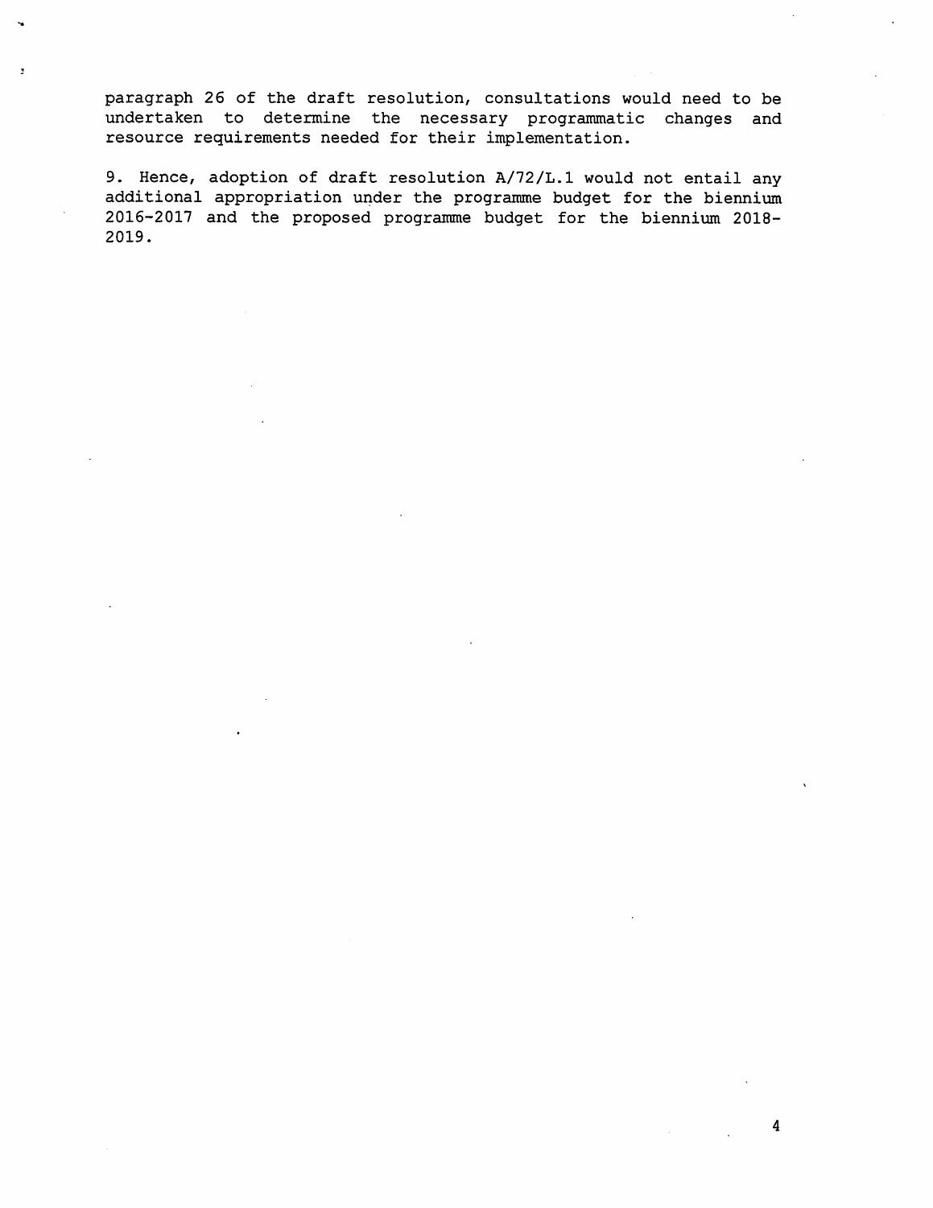paragraph 26 of the draft resolution, consultations would need to be undertaken to determine the necessary programmatic changes and resource requirements needed for their implementation.

9. Hence, adoption of draft resolution A/72/L.1 would not entail any additional appropriation under the programme budget for the biennium 2016-2017 and the proposed programme budget for the biennium 2018-2019.